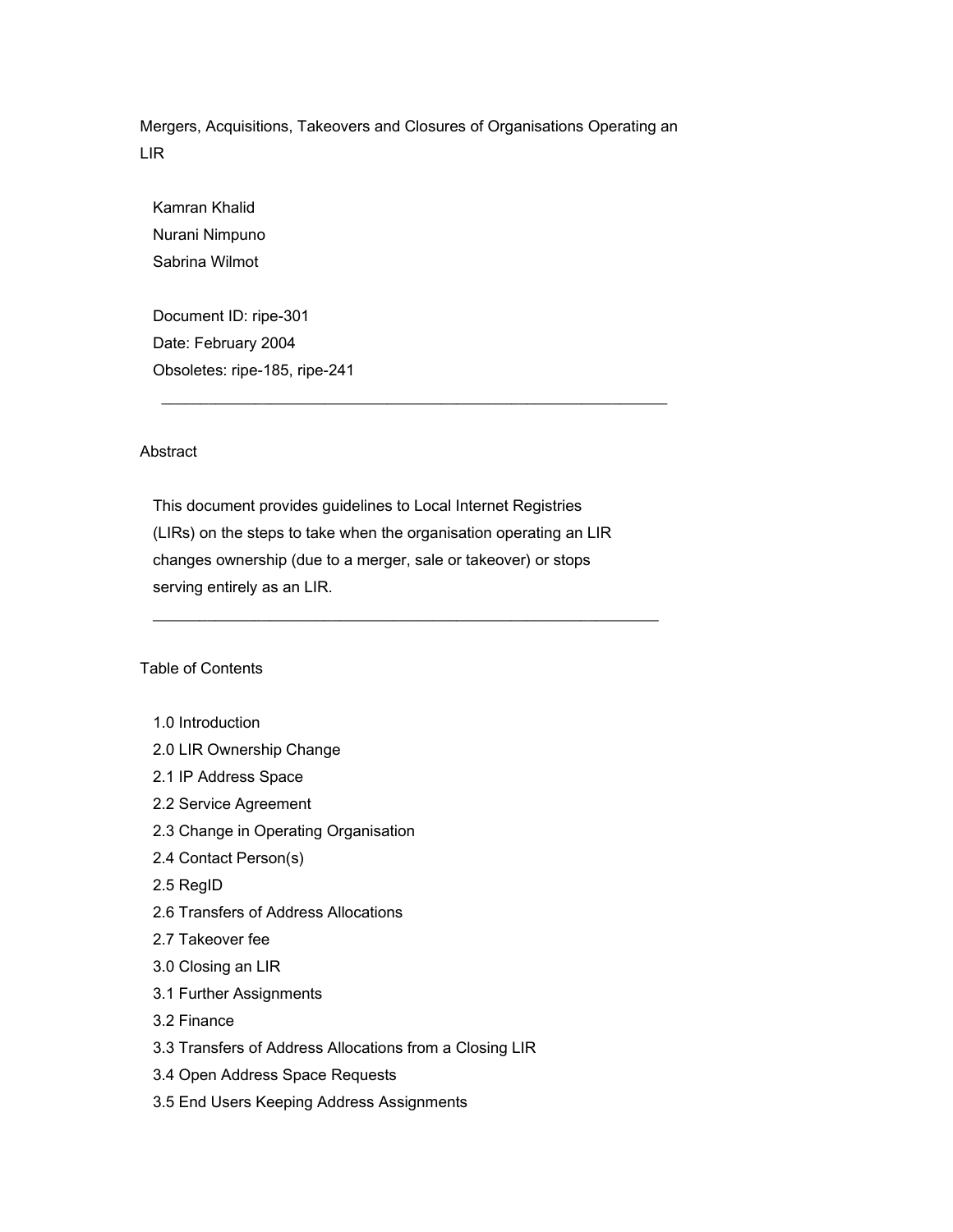# Mergers, Acquisitions, Takeovers and Closures of Organisations Operating an LIR

Kamran Khalid
Nurani Nimpuno
Sabrina Wilmot

Document ID: ripe-301
Date: February 2004
Obsoletes: ripe-185, ripe-241

---

## Abstract

This document provides guidelines to Local Internet Registries (LIRs) on the steps to take when the organisation operating an LIR changes ownership (due to a merger, sale or takeover) or stops serving entirely as an LIR.

---

## Table of Contents

1.0 Introduction
2.0 LIR Ownership Change
2.1 IP Address Space
2.2 Service Agreement
2.3 Change in Operating Organisation
2.4 Contact Person(s)
2.5 RegID
2.6 Transfers of Address Allocations
2.7 Takeover fee
3.0 Closing an LIR
3.1 Further Assignments
3.2 Finance
3.3 Transfers of Address Allocations from a Closing LIR
3.4 Open Address Space Requests
3.5 End Users Keeping Address Assignments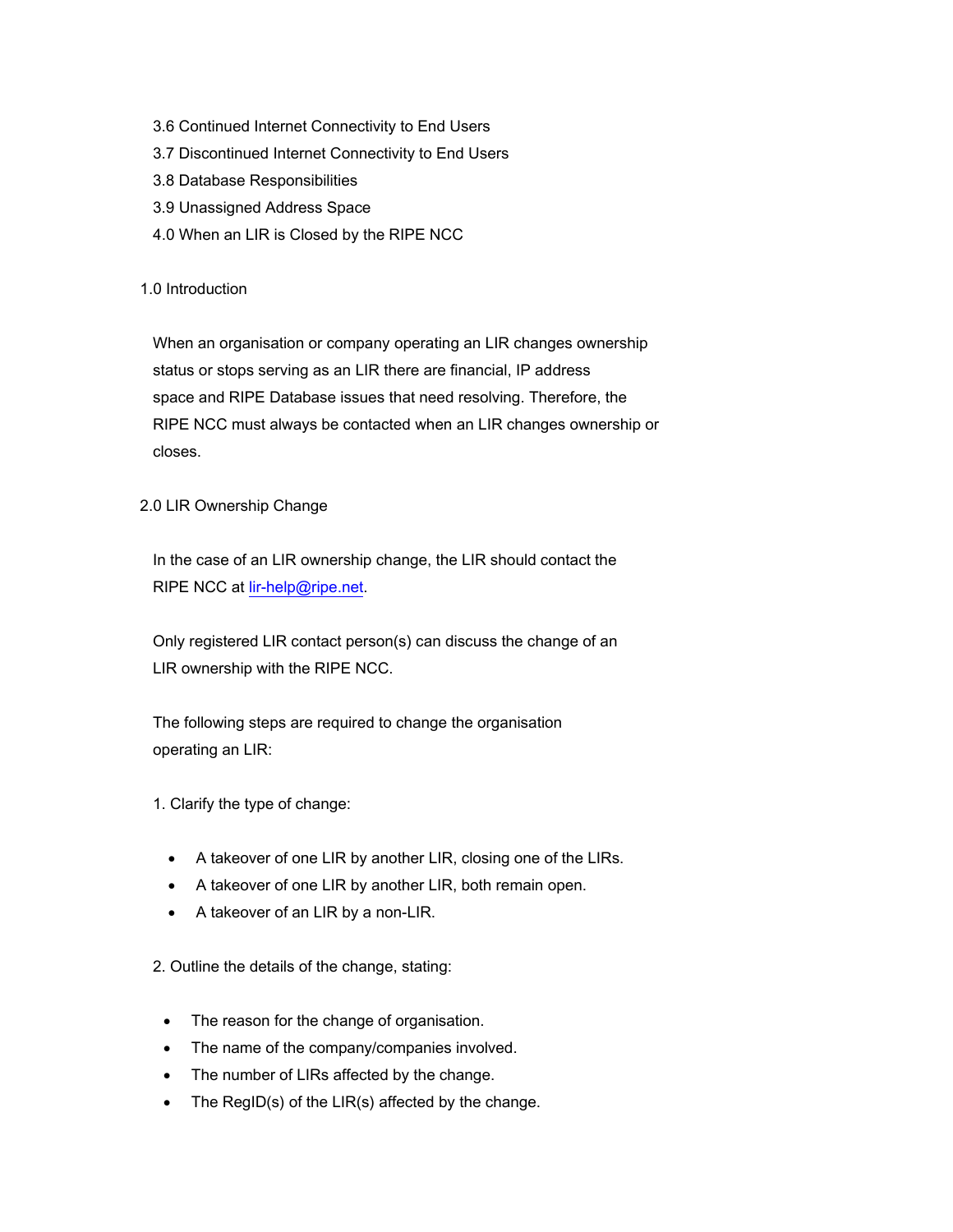3.6 Continued Internet Connectivity to End Users
3.7 Discontinued Internet Connectivity to End Users
3.8 Database Responsibilities
3.9 Unassigned Address Space
4.0 When an LIR is Closed by the RIPE NCC

## 1.0 Introduction

When an organisation or company operating an LIR changes ownership status or stops serving as an LIR there are financial, IP address space and RIPE Database issues that need resolving. Therefore, the RIPE NCC must always be contacted when an LIR changes ownership or closes.

## 2.0 LIR Ownership Change

In the case of an LIR ownership change, the LIR should contact the RIPE NCC at lir-help@ripe.net.

Only registered LIR contact person(s) can discuss the change of an LIR ownership with the RIPE NCC.

The following steps are required to change the organisation operating an LIR:

1. Clarify the type of change:

   - A takeover of one LIR by another LIR, closing one of the LIRs.
   - A takeover of one LIR by another LIR, both remain open.
   - A takeover of an LIR by a non-LIR.

2. Outline the details of the change, stating:

   - The reason for the change of organisation.
   - The name of the company/companies involved.
   - The number of LIRs affected by the change.
   - The RegID(s) of the LIR(s) affected by the change.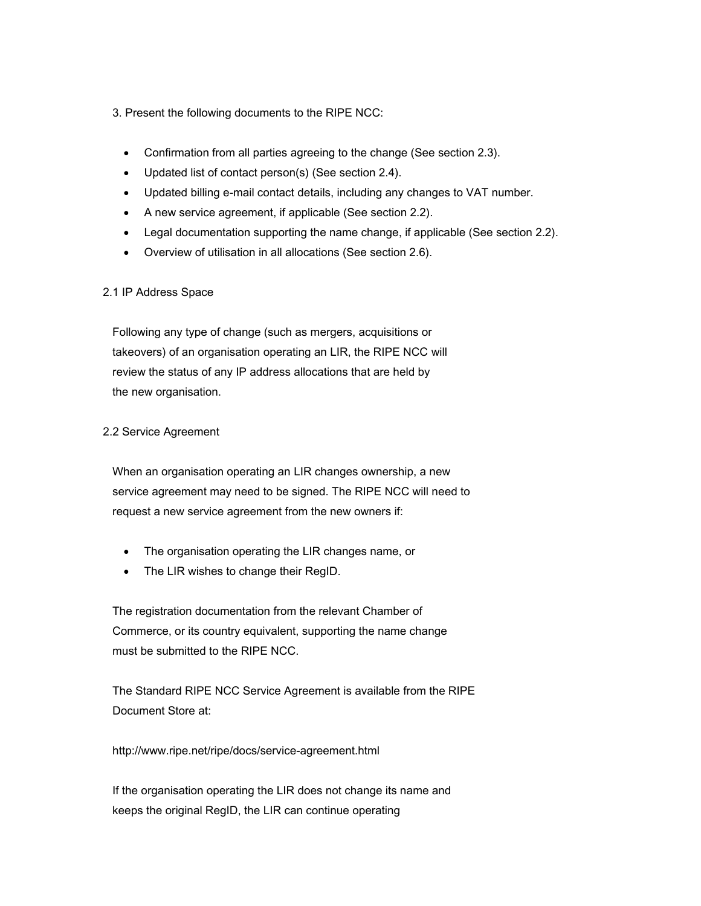3. Present the following documents to the RIPE NCC:

- Confirmation from all parties agreeing to the change (See section 2.3).
- Updated list of contact person(s) (See section 2.4).
- Updated billing e-mail contact details, including any changes to VAT number.
- A new service agreement, if applicable (See section 2.2).
- Legal documentation supporting the name change, if applicable (See section 2.2).
- Overview of utilisation in all allocations (See section 2.6).

## 2.1 IP Address Space

Following any type of change (such as mergers, acquisitions or takeovers) of an organisation operating an LIR, the RIPE NCC will review the status of any IP address allocations that are held by the new organisation.

## 2.2 Service Agreement

When an organisation operating an LIR changes ownership, a new service agreement may need to be signed. The RIPE NCC will need to request a new service agreement from the new owners if:

- The organisation operating the LIR changes name, or
- The LIR wishes to change their RegID.

The registration documentation from the relevant Chamber of Commerce, or its country equivalent, supporting the name change must be submitted to the RIPE NCC.

The Standard RIPE NCC Service Agreement is available from the RIPE Document Store at:

http://www.ripe.net/ripe/docs/service-agreement.html

If the organisation operating the LIR does not change its name and keeps the original RegID, the LIR can continue operating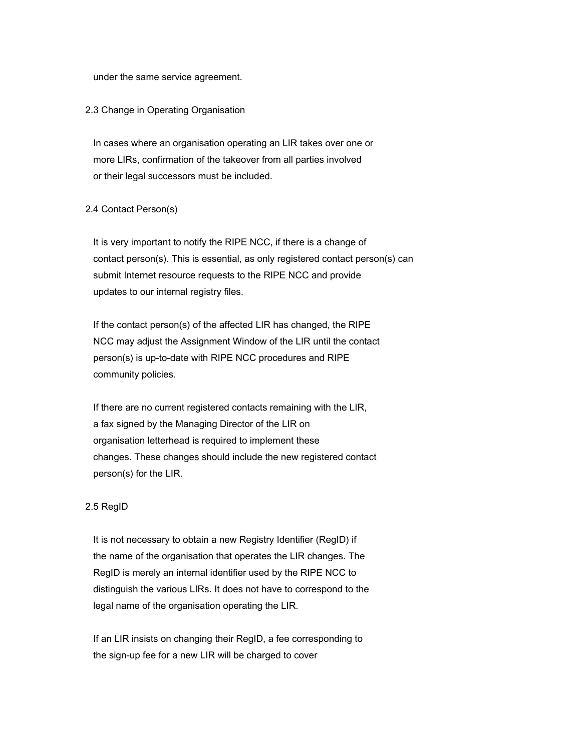under the same service agreement.

## 2.3 Change in Operating Organisation

In cases where an organisation operating an LIR takes over one or more LIRs, confirmation of the takeover from all parties involved or their legal successors must be included.

## 2.4 Contact Person(s)

It is very important to notify the RIPE NCC, if there is a change of contact person(s). This is essential, as only registered contact person(s) can submit Internet resource requests to the RIPE NCC and provide updates to our internal registry files.

If the contact person(s) of the affected LIR has changed, the RIPE NCC may adjust the Assignment Window of the LIR until the contact person(s) is up-to-date with RIPE NCC procedures and RIPE community policies.

If there are no current registered contacts remaining with the LIR, a fax signed by the Managing Director of the LIR on organisation letterhead is required to implement these changes. These changes should include the new registered contact person(s) for the LIR.

## 2.5 RegID

It is not necessary to obtain a new Registry Identifier (RegID) if the name of the organisation that operates the LIR changes. The RegID is merely an internal identifier used by the RIPE NCC to distinguish the various LIRs. It does not have to correspond to the legal name of the organisation operating the LIR.

If an LIR insists on changing their RegID, a fee corresponding to the sign-up fee for a new LIR will be charged to cover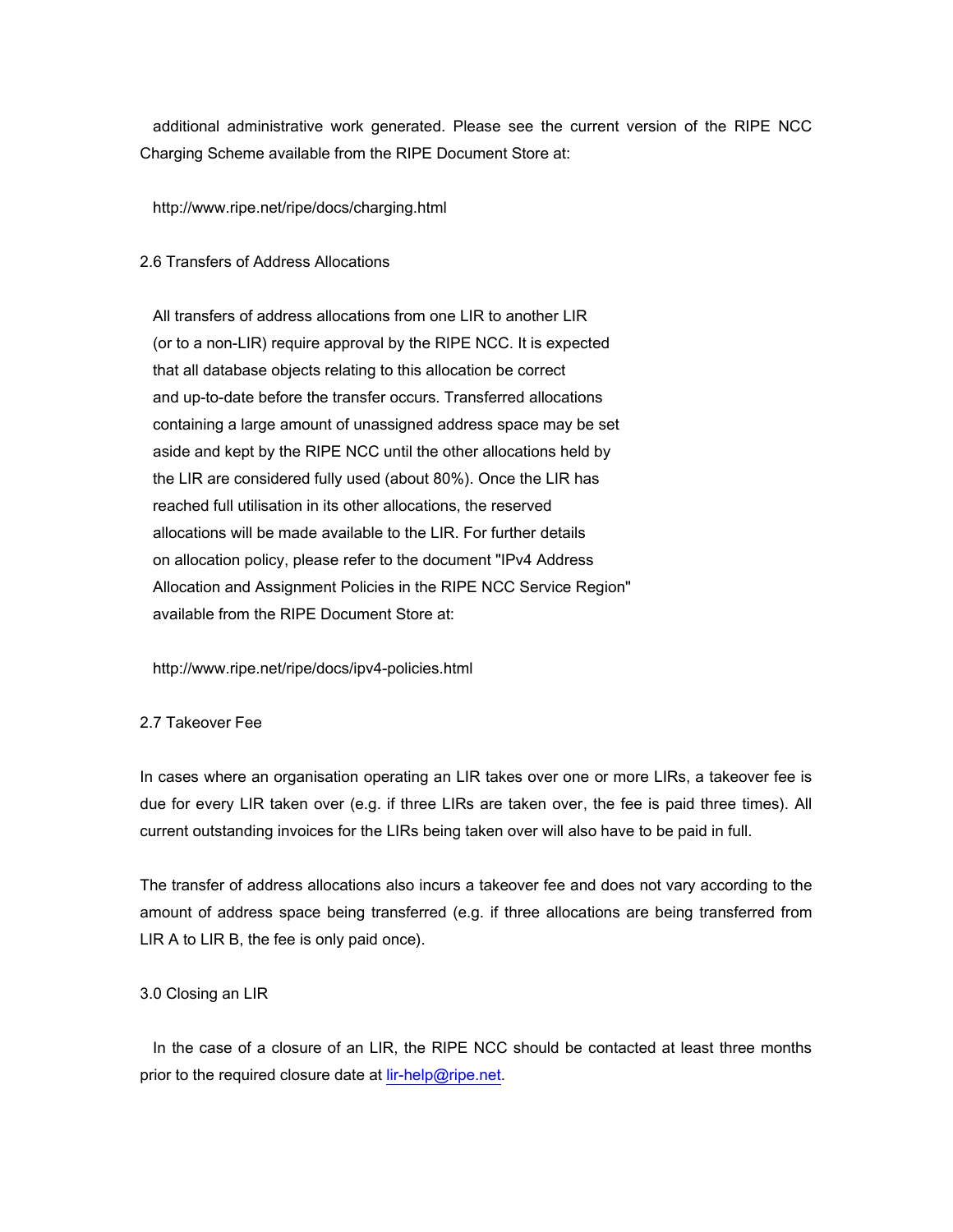additional administrative work generated. Please see the current version of the RIPE NCC Charging Scheme available from the RIPE Document Store at:

http://www.ripe.net/ripe/docs/charging.html

## 2.6 Transfers of Address Allocations

All transfers of address allocations from one LIR to another LIR (or to a non-LIR) require approval by the RIPE NCC. It is expected that all database objects relating to this allocation be correct and up-to-date before the transfer occurs. Transferred allocations containing a large amount of unassigned address space may be set aside and kept by the RIPE NCC until the other allocations held by the LIR are considered fully used (about 80%). Once the LIR has reached full utilisation in its other allocations, the reserved allocations will be made available to the LIR. For further details on allocation policy, please refer to the document "IPv4 Address Allocation and Assignment Policies in the RIPE NCC Service Region" available from the RIPE Document Store at:

http://www.ripe.net/ripe/docs/ipv4-policies.html

## 2.7 Takeover Fee

In cases where an organisation operating an LIR takes over one or more LIRs, a takeover fee is due for every LIR taken over (e.g. if three LIRs are taken over, the fee is paid three times). All current outstanding invoices for the LIRs being taken over will also have to be paid in full.

The transfer of address allocations also incurs a takeover fee and does not vary according to the amount of address space being transferred (e.g. if three allocations are being transferred from LIR A to LIR B, the fee is only paid once).

## 3.0 Closing an LIR

In the case of a closure of an LIR, the RIPE NCC should be contacted at least three months prior to the required closure date at lir-help@ripe.net.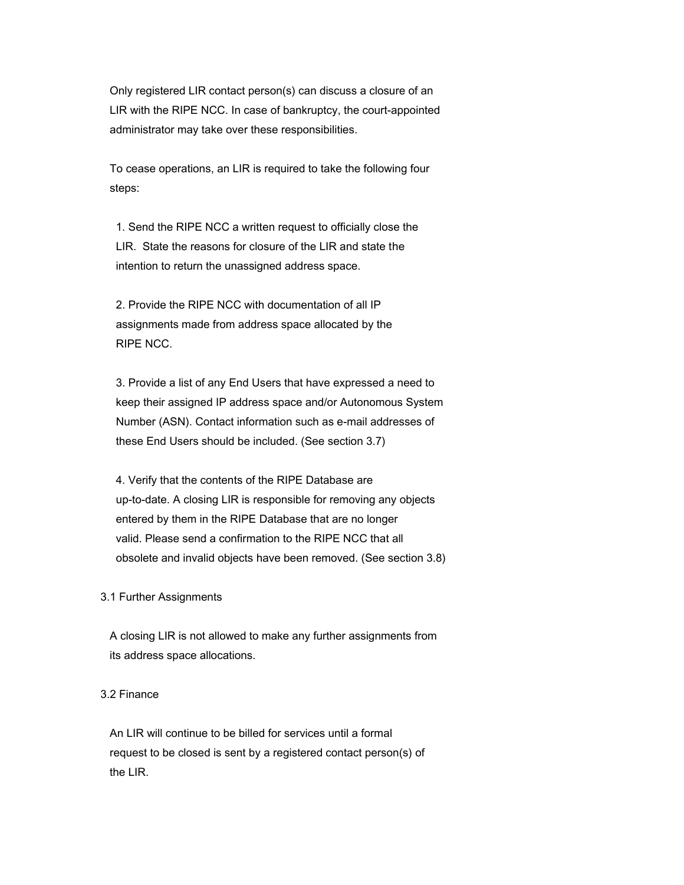Only registered LIR contact person(s) can discuss a closure of an LIR with the RIPE NCC. In case of bankruptcy, the court-appointed administrator may take over these responsibilities.

To cease operations, an LIR is required to take the following four steps:

1. Send the RIPE NCC a written request to officially close the LIR. State the reasons for closure of the LIR and state the intention to return the unassigned address space.

2. Provide the RIPE NCC with documentation of all IP assignments made from address space allocated by the RIPE NCC.

3. Provide a list of any End Users that have expressed a need to keep their assigned IP address space and/or Autonomous System Number (ASN). Contact information such as e-mail addresses of these End Users should be included. (See section 3.7)

4. Verify that the contents of the RIPE Database are up-to-date. A closing LIR is responsible for removing any objects entered by them in the RIPE Database that are no longer valid. Please send a confirmation to the RIPE NCC that all obsolete and invalid objects have been removed. (See section 3.8)

## 3.1 Further Assignments

A closing LIR is not allowed to make any further assignments from its address space allocations.

## 3.2 Finance

An LIR will continue to be billed for services until a formal request to be closed is sent by a registered contact person(s) of the LIR.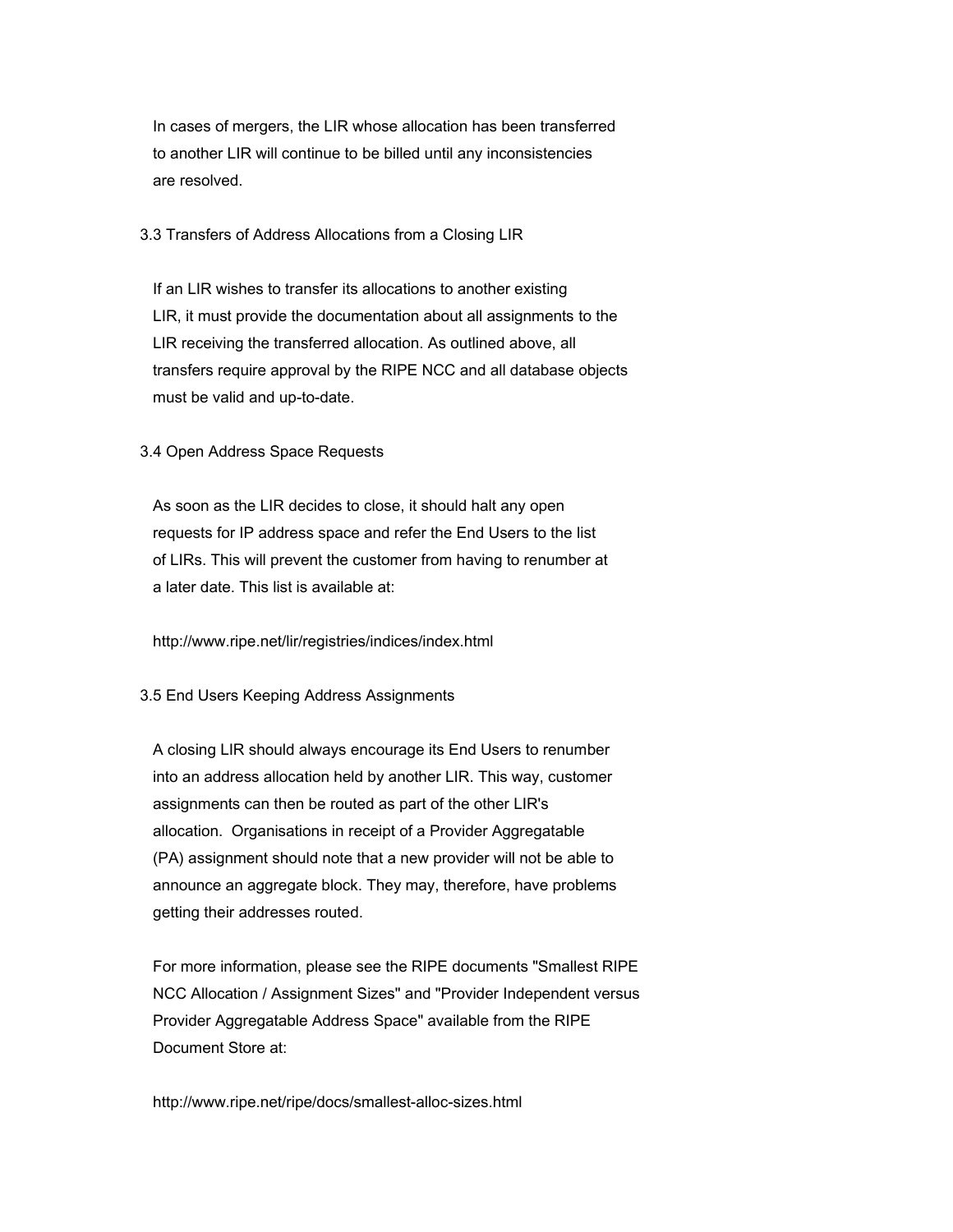In cases of mergers, the LIR whose allocation has been transferred to another LIR will continue to be billed until any inconsistencies are resolved.

### 3.3 Transfers of Address Allocations from a Closing LIR

If an LIR wishes to transfer its allocations to another existing LIR, it must provide the documentation about all assignments to the LIR receiving the transferred allocation. As outlined above, all transfers require approval by the RIPE NCC and all database objects must be valid and up-to-date.

### 3.4 Open Address Space Requests

As soon as the LIR decides to close, it should halt any open requests for IP address space and refer the End Users to the list of LIRs. This will prevent the customer from having to renumber at a later date. This list is available at:

http://www.ripe.net/lir/registries/indices/index.html

### 3.5 End Users Keeping Address Assignments

A closing LIR should always encourage its End Users to renumber into an address allocation held by another LIR. This way, customer assignments can then be routed as part of the other LIR's allocation. Organisations in receipt of a Provider Aggregatable (PA) assignment should note that a new provider will not be able to announce an aggregate block. They may, therefore, have problems getting their addresses routed.

For more information, please see the RIPE documents "Smallest RIPE NCC Allocation / Assignment Sizes" and "Provider Independent versus Provider Aggregatable Address Space" available from the RIPE Document Store at:

http://www.ripe.net/ripe/docs/smallest-alloc-sizes.html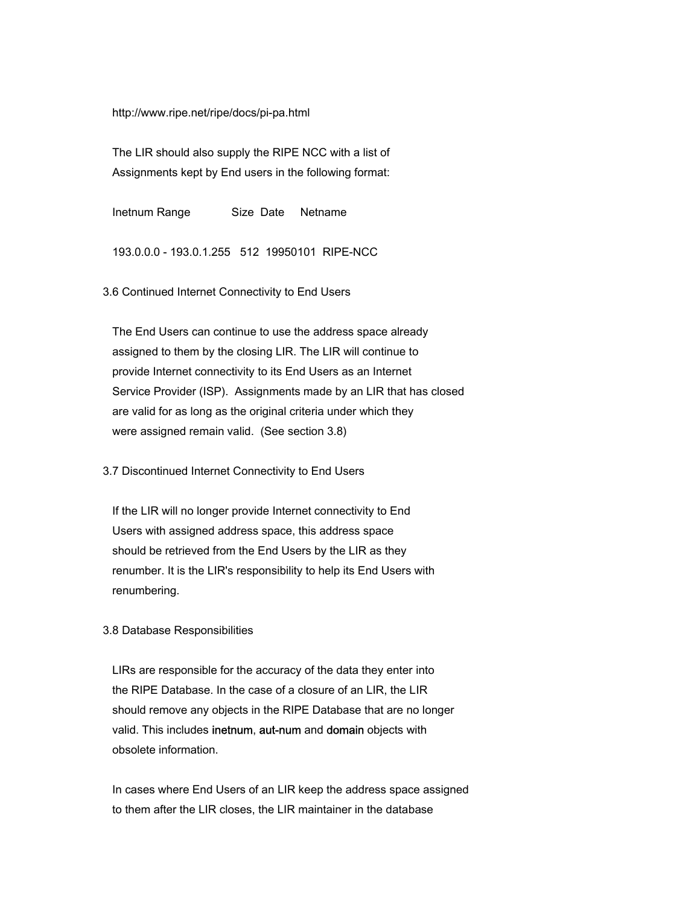http://www.ripe.net/ripe/docs/pi-pa.html

The LIR should also supply the RIPE NCC with a list of Assignments kept by End users in the following format:

```
Inetnum Range            Size  Date      Netname

193.0.0.0 - 193.0.1.255   512  19950101  RIPE-NCC
```

### 3.6 Continued Internet Connectivity to End Users

The End Users can continue to use the address space already assigned to them by the closing LIR. The LIR will continue to provide Internet connectivity to its End Users as an Internet Service Provider (ISP).  Assignments made by an LIR that has closed are valid for as long as the original criteria under which they were assigned remain valid.  (See section 3.8)

### 3.7 Discontinued Internet Connectivity to End Users

If the LIR will no longer provide Internet connectivity to End Users with assigned address space, this address space should be retrieved from the End Users by the LIR as they renumber. It is the LIR's responsibility to help its End Users with renumbering.

### 3.8 Database Responsibilities

LIRs are responsible for the accuracy of the data they enter into the RIPE Database. In the case of a closure of an LIR, the LIR should remove any objects in the RIPE Database that are no longer valid. This includes inetnum, aut-num and domain objects with obsolete information.

In cases where End Users of an LIR keep the address space assigned to them after the LIR closes, the LIR maintainer in the database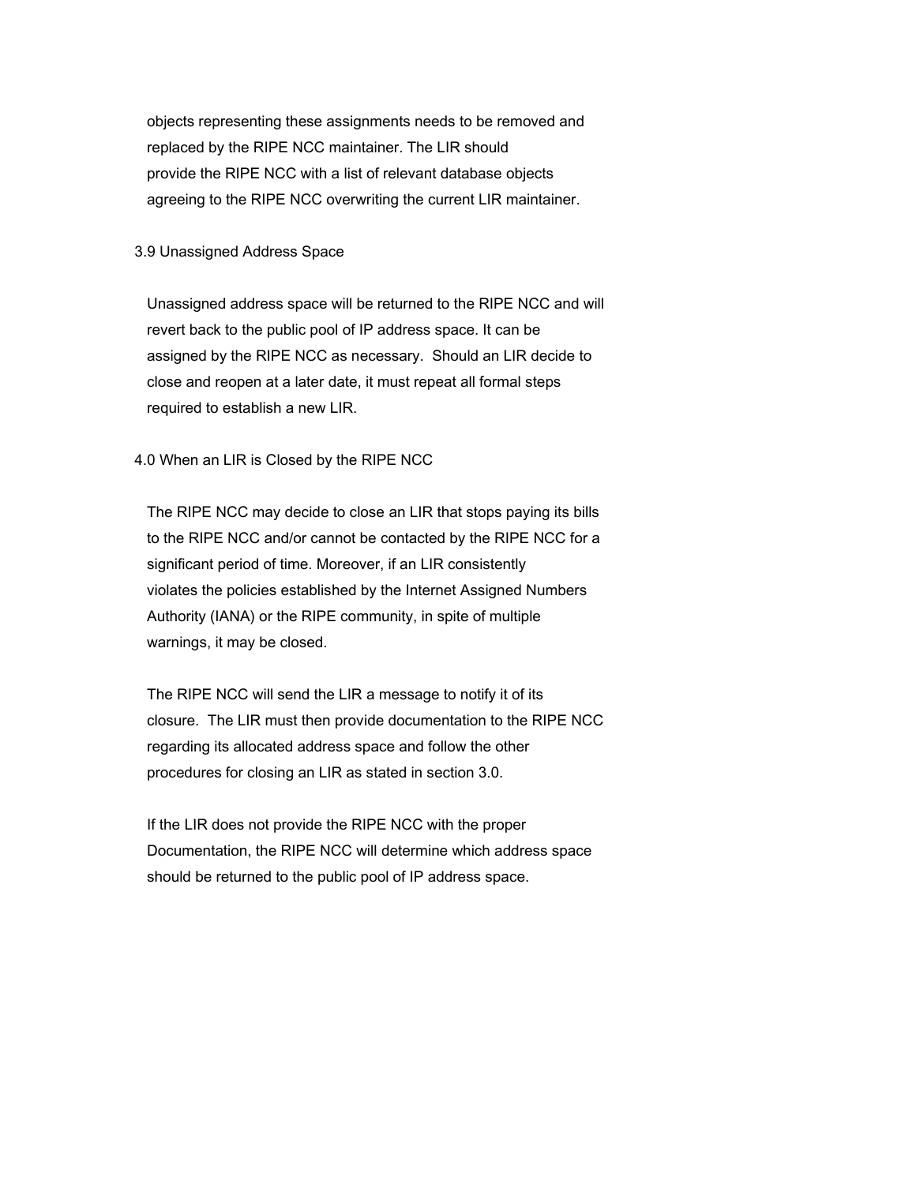objects representing these assignments needs to be removed and replaced by the RIPE NCC maintainer. The LIR should provide the RIPE NCC with a list of relevant database objects agreeing to the RIPE NCC overwriting the current LIR maintainer.

## 3.9 Unassigned Address Space

Unassigned address space will be returned to the RIPE NCC and will revert back to the public pool of IP address space. It can be assigned by the RIPE NCC as necessary. Should an LIR decide to close and reopen at a later date, it must repeat all formal steps required to establish a new LIR.

## 4.0 When an LIR is Closed by the RIPE NCC

The RIPE NCC may decide to close an LIR that stops paying its bills to the RIPE NCC and/or cannot be contacted by the RIPE NCC for a significant period of time. Moreover, if an LIR consistently violates the policies established by the Internet Assigned Numbers Authority (IANA) or the RIPE community, in spite of multiple warnings, it may be closed.

The RIPE NCC will send the LIR a message to notify it of its closure. The LIR must then provide documentation to the RIPE NCC regarding its allocated address space and follow the other procedures for closing an LIR as stated in section 3.0.

If the LIR does not provide the RIPE NCC with the proper Documentation, the RIPE NCC will determine which address space should be returned to the public pool of IP address space.